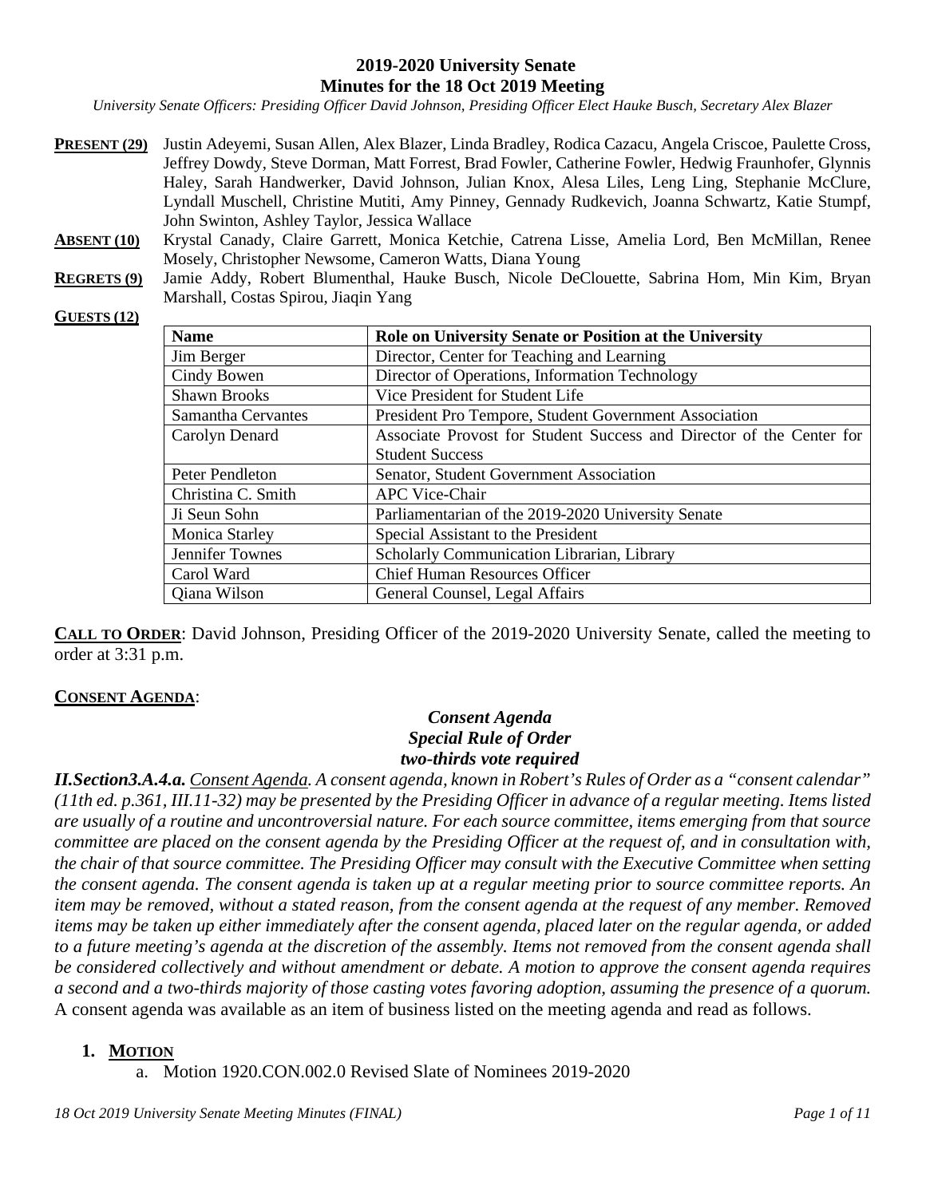# 2019-2020 University Senate
## Minutes for the 18 Oct 2019 Meeting

*University Senate Officers: Presiding Officer David Johnson, Presiding Officer Elect Hauke Busch, Secretary Alex Blazer*

**PRESENT (29)** Justin Adeyemi, Susan Allen, Alex Blazer, Linda Bradley, Rodica Cazacu, Angela Criscoe, Paulette Cross, Jeffrey Dowdy, Steve Dorman, Matt Forrest, Brad Fowler, Catherine Fowler, Hedwig Fraunhofer, Glynnis Haley, Sarah Handwerker, David Johnson, Julian Knox, Alesa Liles, Leng Ling, Stephanie McClure, Lyndall Muschell, Christine Mutiti, Amy Pinney, Gennady Rudkevich, Joanna Schwartz, Katie Stumpf, John Swinton, Ashley Taylor, Jessica Wallace

**ABSENT (10)** Krystal Canady, Claire Garrett, Monica Ketchie, Catrena Lisse, Amelia Lord, Ben McMillan, Renee Mosely, Christopher Newsome, Cameron Watts, Diana Young

**REGRETS (9)** Jamie Addy, Robert Blumenthal, Hauke Busch, Nicole DeClouette, Sabrina Hom, Min Kim, Bryan Marshall, Costas Spirou, Jiaqin Yang

**GUESTS (12)**

| Name | Role on University Senate or Position at the University |
|---|---|
| Jim Berger | Director, Center for Teaching and Learning |
| Cindy Bowen | Director of Operations, Information Technology |
| Shawn Brooks | Vice President for Student Life |
| Samantha Cervantes | President Pro Tempore, Student Government Association |
| Carolyn Denard | Associate Provost for Student Success and Director of the Center for Student Success |
| Peter Pendleton | Senator, Student Government Association |
| Christina C. Smith | APC Vice-Chair |
| Ji Seun Sohn | Parliamentarian of the 2019-2020 University Senate |
| Monica Starley | Special Assistant to the President |
| Jennifer Townes | Scholarly Communication Librarian, Library |
| Carol Ward | Chief Human Resources Officer |
| Qiana Wilson | General Counsel, Legal Affairs |

**CALL TO ORDER**: David Johnson, Presiding Officer of the 2019-2020 University Senate, called the meeting to order at 3:31 p.m.

**CONSENT AGENDA**:

***Consent Agenda***
***Special Rule of Order***
***two-thirds vote required***

***II.Section3.A.4.a.** **Consent Agenda**. A consent agenda, known in Robert's Rules of Order as a "consent calendar" (11th ed. p.361, III.11-32) may be presented by the Presiding Officer in advance of a regular meeting. Items listed are usually of a routine and uncontroversial nature. For each source committee, items emerging from that source committee are placed on the consent agenda by the Presiding Officer at the request of, and in consultation with, the chair of that source committee. The Presiding Officer may consult with the Executive Committee when setting the consent agenda. The consent agenda is taken up at a regular meeting prior to source committee reports. An item may be removed, without a stated reason, from the consent agenda at the request of any member. Removed items may be taken up either immediately after the consent agenda, placed later on the regular agenda, or added to a future meeting's agenda at the discretion of the assembly. Items not removed from the consent agenda shall be considered collectively and without amendment or debate. A motion to approve the consent agenda requires a second and a two-thirds majority of those casting votes favoring adoption, assuming the presence of a quorum.* A consent agenda was available as an item of business listed on the meeting agenda and read as follows.

1. **MOTION**
   a. Motion 1920.CON.002.0 Revised Slate of Nominees 2019-2020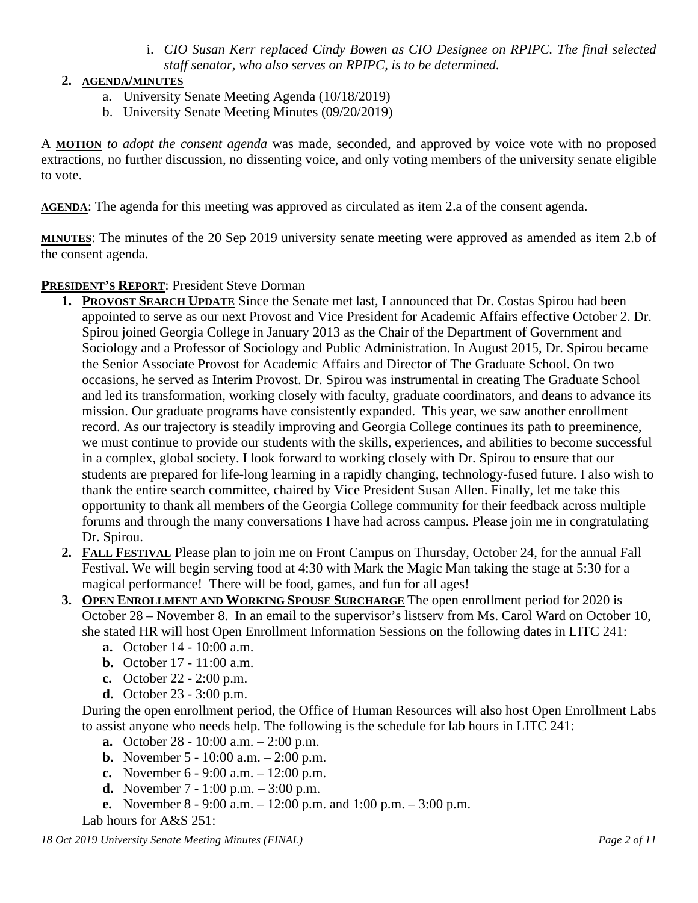i. *CIO Susan Kerr replaced Cindy Bowen as CIO Designee on RPIPC. The final selected staff senator, who also serves on RPIPC, is to be determined.*

**2. AGENDA/MINUTES**

a. University Senate Meeting Agenda (10/18/2019)

b. University Senate Meeting Minutes (09/20/2019)

A **MOTION** *to adopt the consent agenda* was made, seconded, and approved by voice vote with no proposed extractions, no further discussion, no dissenting voice, and only voting members of the university senate eligible to vote.

**AGENDA**: The agenda for this meeting was approved as circulated as item 2.a of the consent agenda.

**MINUTES**: The minutes of the 20 Sep 2019 university senate meeting were approved as amended as item 2.b of the consent agenda.

**PRESIDENT'S REPORT**: President Steve Dorman

1. **PROVOST SEARCH UPDATE** Since the Senate met last, I announced that Dr. Costas Spirou had been appointed to serve as our next Provost and Vice President for Academic Affairs effective October 2. Dr. Spirou joined Georgia College in January 2013 as the Chair of the Department of Government and Sociology and a Professor of Sociology and Public Administration. In August 2015, Dr. Spirou became the Senior Associate Provost for Academic Affairs and Director of The Graduate School. On two occasions, he served as Interim Provost. Dr. Spirou was instrumental in creating The Graduate School and led its transformation, working closely with faculty, graduate coordinators, and deans to advance its mission. Our graduate programs have consistently expanded. This year, we saw another enrollment record. As our trajectory is steadily improving and Georgia College continues its path to preeminence, we must continue to provide our students with the skills, experiences, and abilities to become successful in a complex, global society. I look forward to working closely with Dr. Spirou to ensure that our students are prepared for life-long learning in a rapidly changing, technology-fused future. I also wish to thank the entire search committee, chaired by Vice President Susan Allen. Finally, let me take this opportunity to thank all members of the Georgia College community for their feedback across multiple forums and through the many conversations I have had across campus. Please join me in congratulating Dr. Spirou.
2. **FALL FESTIVAL** Please plan to join me on Front Campus on Thursday, October 24, for the annual Fall Festival. We will begin serving food at 4:30 with Mark the Magic Man taking the stage at 5:30 for a magical performance! There will be food, games, and fun for all ages!
3. **OPEN ENROLLMENT AND WORKING SPOUSE SURCHARGE** The open enrollment period for 2020 is October 28 – November 8. In an email to the supervisor's listserv from Ms. Carol Ward on October 10, she stated HR will host Open Enrollment Information Sessions on the following dates in LITC 241:
   - **a.** October 14 - 10:00 a.m.
   - **b.** October 17 - 11:00 a.m.
   - **c.** October 22 - 2:00 p.m.
   - **d.** October 23 - 3:00 p.m.

   During the open enrollment period, the Office of Human Resources will also host Open Enrollment Labs to assist anyone who needs help. The following is the schedule for lab hours in LITC 241:
   - **a.** October 28 - 10:00 a.m. – 2:00 p.m.
   - **b.** November 5 - 10:00 a.m. – 2:00 p.m.
   - **c.** November 6 - 9:00 a.m. – 12:00 p.m.
   - **d.** November 7 - 1:00 p.m. – 3:00 p.m.
   - **e.** November 8 - 9:00 a.m. – 12:00 p.m. and 1:00 p.m. – 3:00 p.m.

   Lab hours for A&S 251: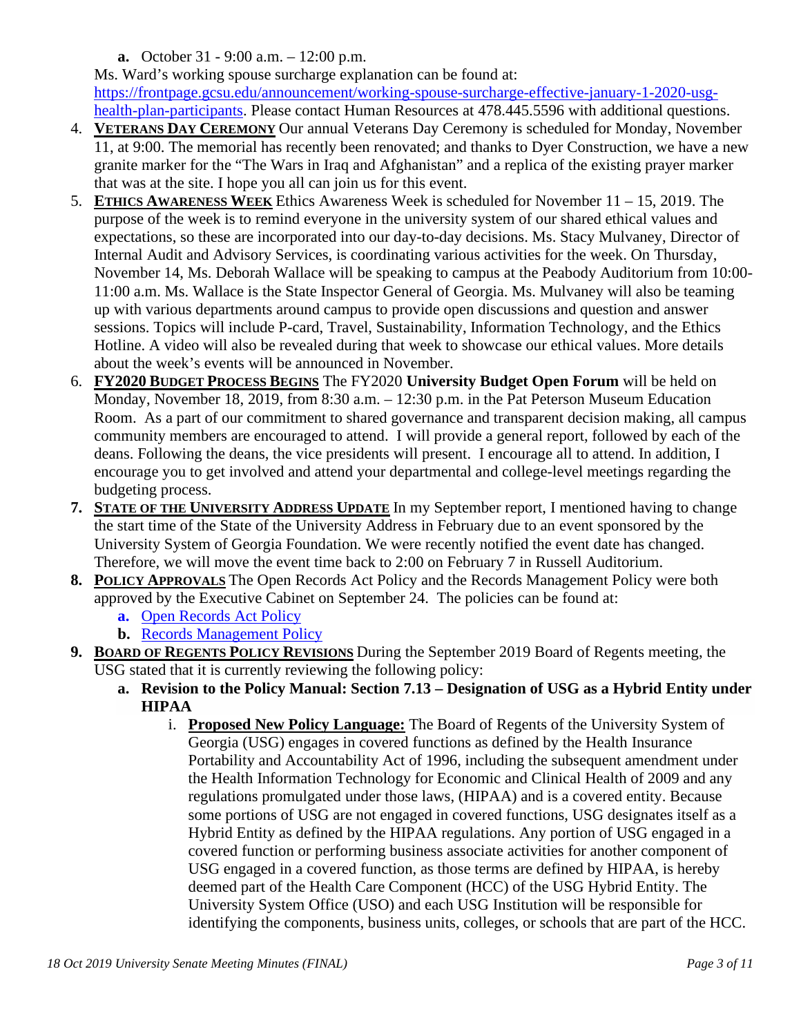a. October 31 - 9:00 a.m. – 12:00 p.m.

Ms. Ward's working spouse surcharge explanation can be found at: [https://frontpage.gcsu.edu/announcement/working-spouse-surcharge-effective-january-1-2020-usg-health-plan-participants](https://frontpage.gcsu.edu/announcement/working-spouse-surcharge-effective-january-1-2020-usg-health-plan-participants). Please contact Human Resources at 478.445.5596 with additional questions.

4. **VETERANS DAY CEREMONY** Our annual Veterans Day Ceremony is scheduled for Monday, November 11, at 9:00. The memorial has recently been renovated; and thanks to Dyer Construction, we have a new granite marker for the "The Wars in Iraq and Afghanistan" and a replica of the existing prayer marker that was at the site. I hope you all can join us for this event.
5. **ETHICS AWARENESS WEEK** Ethics Awareness Week is scheduled for November 11 – 15, 2019. The purpose of the week is to remind everyone in the university system of our shared ethical values and expectations, so these are incorporated into our day-to-day decisions. Ms. Stacy Mulvaney, Director of Internal Audit and Advisory Services, is coordinating various activities for the week. On Thursday, November 14, Ms. Deborah Wallace will be speaking to campus at the Peabody Auditorium from 10:00-11:00 a.m. Ms. Wallace is the State Inspector General of Georgia. Ms. Mulvaney will also be teaming up with various departments around campus to provide open discussions and question and answer sessions. Topics will include P-card, Travel, Sustainability, Information Technology, and the Ethics Hotline. A video will also be revealed during that week to showcase our ethical values. More details about the week's events will be announced in November.
6. **FY2020 BUDGET PROCESS BEGINS** The FY2020 **University Budget Open Forum** will be held on Monday, November 18, 2019, from 8:30 a.m. – 12:30 p.m. in the Pat Peterson Museum Education Room. As a part of our commitment to shared governance and transparent decision making, all campus community members are encouraged to attend. I will provide a general report, followed by each of the deans. Following the deans, the vice presidents will present. I encourage all to attend. In addition, I encourage you to get involved and attend your departmental and college-level meetings regarding the budgeting process.
7. **STATE OF THE UNIVERSITY ADDRESS UPDATE** In my September report, I mentioned having to change the start time of the State of the University Address in February due to an event sponsored by the University System of Georgia Foundation. We were recently notified the event date has changed. Therefore, we will move the event time back to 2:00 on February 7 in Russell Auditorium.
8. **POLICY APPROVALS** The Open Records Act Policy and the Records Management Policy were both approved by the Executive Cabinet on September 24. The policies can be found at:
   a. Open Records Act Policy
   b. Records Management Policy
9. **BOARD OF REGENTS POLICY REVISIONS** During the September 2019 Board of Regents meeting, the USG stated that it is currently reviewing the following policy:
   a. **Revision to the Policy Manual: Section 7.13 – Designation of USG as a Hybrid Entity under HIPAA**
      i. **Proposed New Policy Language:** The Board of Regents of the University System of Georgia (USG) engages in covered functions as defined by the Health Insurance Portability and Accountability Act of 1996, including the subsequent amendment under the Health Information Technology for Economic and Clinical Health of 2009 and any regulations promulgated under those laws, (HIPAA) and is a covered entity. Because some portions of USG are not engaged in covered functions, USG designates itself as a Hybrid Entity as defined by the HIPAA regulations. Any portion of USG engaged in a covered function or performing business associate activities for another component of USG engaged in a covered function, as those terms are defined by HIPAA, is hereby deemed part of the Health Care Component (HCC) of the USG Hybrid Entity. The University System Office (USO) and each USG Institution will be responsible for identifying the components, business units, colleges, or schools that are part of the HCC.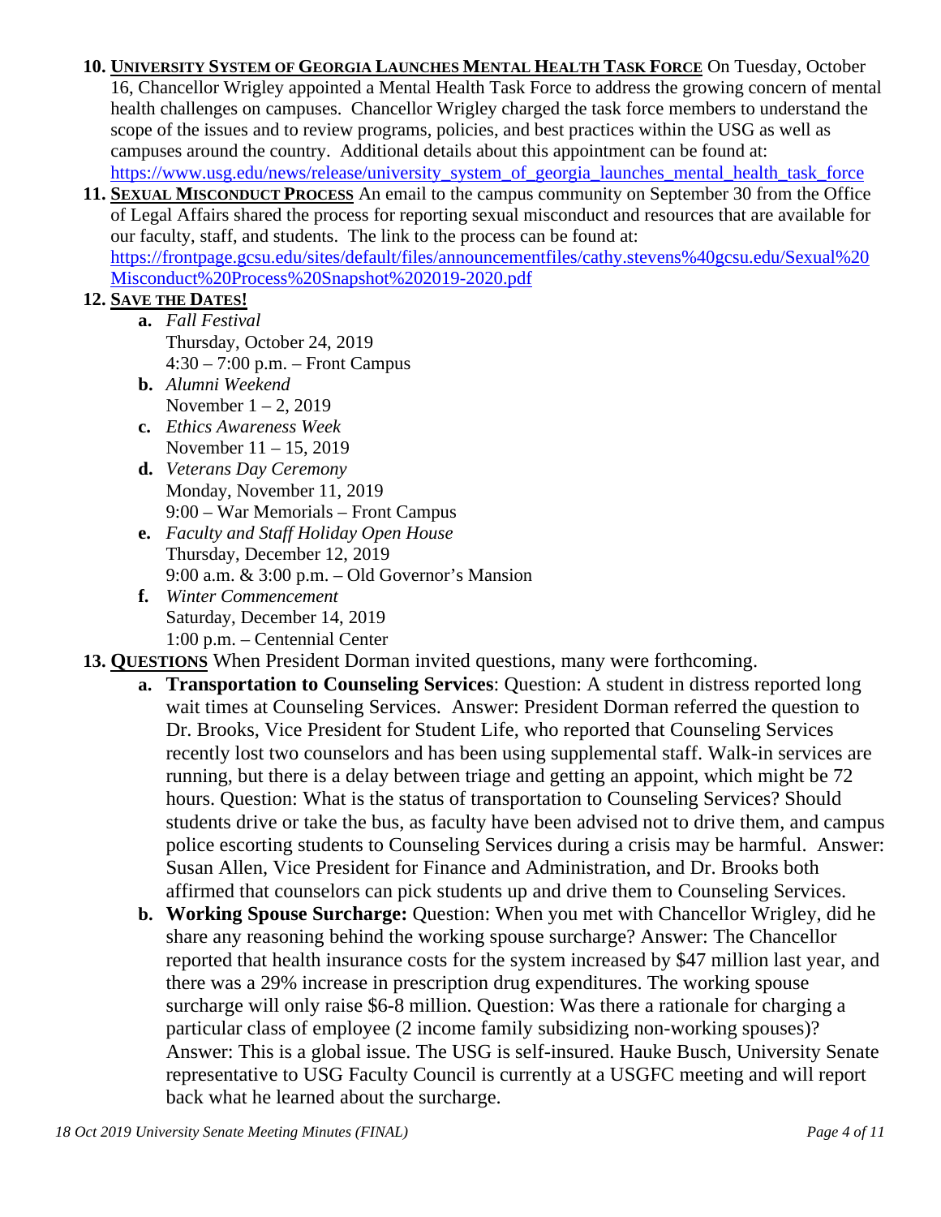10. **UNIVERSITY SYSTEM OF GEORGIA LAUNCHES MENTAL HEALTH TASK FORCE** On Tuesday, October 16, Chancellor Wrigley appointed a Mental Health Task Force to address the growing concern of mental health challenges on campuses. Chancellor Wrigley charged the task force members to understand the scope of the issues and to review programs, policies, and best practices within the USG as well as campuses around the country. Additional details about this appointment can be found at: https://www.usg.edu/news/release/university_system_of_georgia_launches_mental_health_task_force
11. **SEXUAL MISCONDUCT PROCESS** An email to the campus community on September 30 from the Office of Legal Affairs shared the process for reporting sexual misconduct and resources that are available for our faculty, staff, and students. The link to the process can be found at: https://frontpage.gcsu.edu/sites/default/files/announcementfiles/cathy.stevens%40gcsu.edu/Sexual%20Misconduct%20Process%20Snapshot%202019-2020.pdf
12. **SAVE THE DATES!**
    a. *Fall Festival*
       Thursday, October 24, 2019
       4:30 – 7:00 p.m. – Front Campus
    b. *Alumni Weekend*
       November 1 – 2, 2019
    c. *Ethics Awareness Week*
       November 11 – 15, 2019
    d. *Veterans Day Ceremony*
       Monday, November 11, 2019
       9:00 – War Memorials – Front Campus
    e. *Faculty and Staff Holiday Open House*
       Thursday, December 12, 2019
       9:00 a.m. & 3:00 p.m. – Old Governor's Mansion
    f. *Winter Commencement*
       Saturday, December 14, 2019
       1:00 p.m. – Centennial Center
13. **QUESTIONS** When President Dorman invited questions, many were forthcoming.
    a. **Transportation to Counseling Services**: Question: A student in distress reported long wait times at Counseling Services. Answer: President Dorman referred the question to Dr. Brooks, Vice President for Student Life, who reported that Counseling Services recently lost two counselors and has been using supplemental staff. Walk-in services are running, but there is a delay between triage and getting an appoint, which might be 72 hours. Question: What is the status of transportation to Counseling Services? Should students drive or take the bus, as faculty have been advised not to drive them, and campus police escorting students to Counseling Services during a crisis may be harmful. Answer: Susan Allen, Vice President for Finance and Administration, and Dr. Brooks both affirmed that counselors can pick students up and drive them to Counseling Services.
    b. **Working Spouse Surcharge:** Question: When you met with Chancellor Wrigley, did he share any reasoning behind the working spouse surcharge? Answer: The Chancellor reported that health insurance costs for the system increased by $47 million last year, and there was a 29% increase in prescription drug expenditures. The working spouse surcharge will only raise $6-8 million. Question: Was there a rationale for charging a particular class of employee (2 income family subsidizing non-working spouses)? Answer: This is a global issue. The USG is self-insured. Hauke Busch, University Senate representative to USG Faculty Council is currently at a USGFC meeting and will report back what he learned about the surcharge.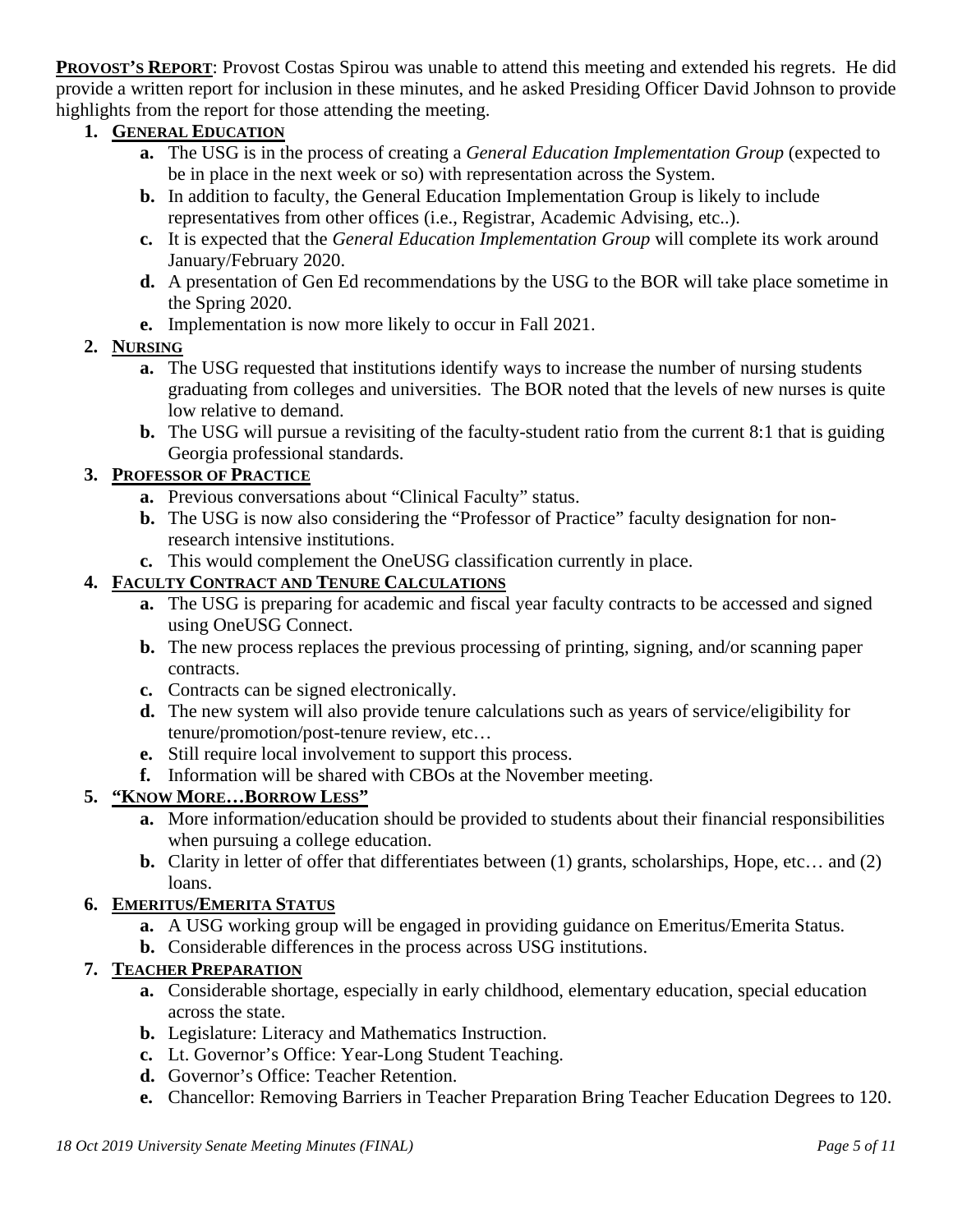**PROVOST'S REPORT**: Provost Costas Spirou was unable to attend this meeting and extended his regrets. He did provide a written report for inclusion in these minutes, and he asked Presiding Officer David Johnson to provide highlights from the report for those attending the meeting.

1. **GENERAL EDUCATION**
   - **a.** The USG is in the process of creating a *General Education Implementation Group* (expected to be in place in the next week or so) with representation across the System.
   - **b.** In addition to faculty, the General Education Implementation Group is likely to include representatives from other offices (i.e., Registrar, Academic Advising, etc..).
   - **c.** It is expected that the *General Education Implementation Group* will complete its work around January/February 2020.
   - **d.** A presentation of Gen Ed recommendations by the USG to the BOR will take place sometime in the Spring 2020.
   - **e.** Implementation is now more likely to occur in Fall 2021.
2. **NURSING**
   - **a.** The USG requested that institutions identify ways to increase the number of nursing students graduating from colleges and universities. The BOR noted that the levels of new nurses is quite low relative to demand.
   - **b.** The USG will pursue a revisiting of the faculty-student ratio from the current 8:1 that is guiding Georgia professional standards.
3. **PROFESSOR OF PRACTICE**
   - **a.** Previous conversations about "Clinical Faculty" status.
   - **b.** The USG is now also considering the "Professor of Practice" faculty designation for non-research intensive institutions.
   - **c.** This would complement the OneUSG classification currently in place.
4. **FACULTY CONTRACT AND TENURE CALCULATIONS**
   - **a.** The USG is preparing for academic and fiscal year faculty contracts to be accessed and signed using OneUSG Connect.
   - **b.** The new process replaces the previous processing of printing, signing, and/or scanning paper contracts.
   - **c.** Contracts can be signed electronically.
   - **d.** The new system will also provide tenure calculations such as years of service/eligibility for tenure/promotion/post-tenure review, etc…
   - **e.** Still require local involvement to support this process.
   - **f.** Information will be shared with CBOs at the November meeting.
5. **"KNOW MORE…BORROW LESS"**
   - **a.** More information/education should be provided to students about their financial responsibilities when pursuing a college education.
   - **b.** Clarity in letter of offer that differentiates between (1) grants, scholarships, Hope, etc… and (2) loans.
6. **EMERITUS/EMERITA STATUS**
   - **a.** A USG working group will be engaged in providing guidance on Emeritus/Emerita Status.
   - **b.** Considerable differences in the process across USG institutions.
7. **TEACHER PREPARATION**
   - **a.** Considerable shortage, especially in early childhood, elementary education, special education across the state.
   - **b.** Legislature: Literacy and Mathematics Instruction.
   - **c.** Lt. Governor's Office: Year-Long Student Teaching.
   - **d.** Governor's Office: Teacher Retention.
   - **e.** Chancellor: Removing Barriers in Teacher Preparation Bring Teacher Education Degrees to 120.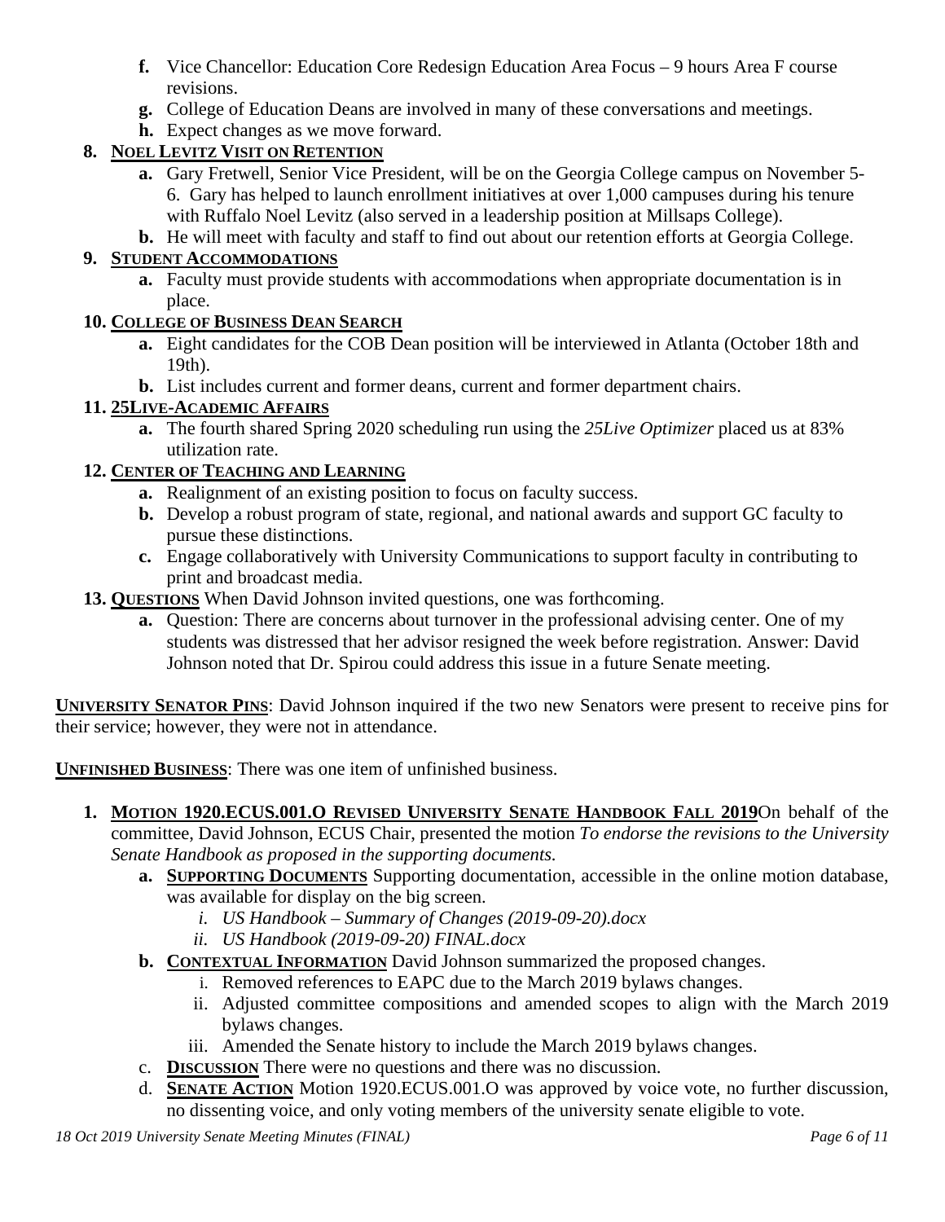- **f.** Vice Chancellor: Education Core Redesign Education Area Focus – 9 hours Area F course revisions.
   - **g.** College of Education Deans are involved in many of these conversations and meetings.
   - **h.** Expect changes as we move forward.

8. **NOEL LEVITZ VISIT ON RETENTION**
   - **a.** Gary Fretwell, Senior Vice President, will be on the Georgia College campus on November 5-6. Gary has helped to launch enrollment initiatives at over 1,000 campuses during his tenure with Ruffalo Noel Levitz (also served in a leadership position at Millsaps College).
   - **b.** He will meet with faculty and staff to find out about our retention efforts at Georgia College.

9. **STUDENT ACCOMMODATIONS**
   - **a.** Faculty must provide students with accommodations when appropriate documentation is in place.

10. **COLLEGE OF BUSINESS DEAN SEARCH**
    - **a.** Eight candidates for the COB Dean position will be interviewed in Atlanta (October 18th and 19th).
    - **b.** List includes current and former deans, current and former department chairs.

11. **25LIVE-ACADEMIC AFFAIRS**
    - **a.** The fourth shared Spring 2020 scheduling run using the *25Live Optimizer* placed us at 83% utilization rate.

12. **CENTER OF TEACHING AND LEARNING**
    - **a.** Realignment of an existing position to focus on faculty success.
    - **b.** Develop a robust program of state, regional, and national awards and support GC faculty to pursue these distinctions.
    - **c.** Engage collaboratively with University Communications to support faculty in contributing to print and broadcast media.

13. **QUESTIONS** When David Johnson invited questions, one was forthcoming.
    - **a.** Question: There are concerns about turnover in the professional advising center. One of my students was distressed that her advisor resigned the week before registration. Answer: David Johnson noted that Dr. Spirou could address this issue in a future Senate meeting.

**UNIVERSITY SENATOR PINS**: David Johnson inquired if the two new Senators were present to receive pins for their service; however, they were not in attendance.

**UNFINISHED BUSINESS**: There was one item of unfinished business.

1. **MOTION 1920.ECUS.001.O REVISED UNIVERSITY SENATE HANDBOOK FALL 2019** On behalf of the committee, David Johnson, ECUS Chair, presented the motion *To endorse the revisions to the University Senate Handbook as proposed in the supporting documents.*
   - **a. SUPPORTING DOCUMENTS** Supporting documentation, accessible in the online motion database, was available for display on the big screen.
     - *i. US Handbook – Summary of Changes (2019-09-20).docx*
     - *ii. US Handbook (2019-09-20) FINAL.docx*
   - **b. CONTEXTUAL INFORMATION** David Johnson summarized the proposed changes.
     - i. Removed references to EAPC due to the March 2019 bylaws changes.
     - ii. Adjusted committee compositions and amended scopes to align with the March 2019 bylaws changes.
     - iii. Amended the Senate history to include the March 2019 bylaws changes.
   - c. **DISCUSSION** There were no questions and there was no discussion.
   - d. **SENATE ACTION** Motion 1920.ECUS.001.O was approved by voice vote, no further discussion, no dissenting voice, and only voting members of the university senate eligible to vote.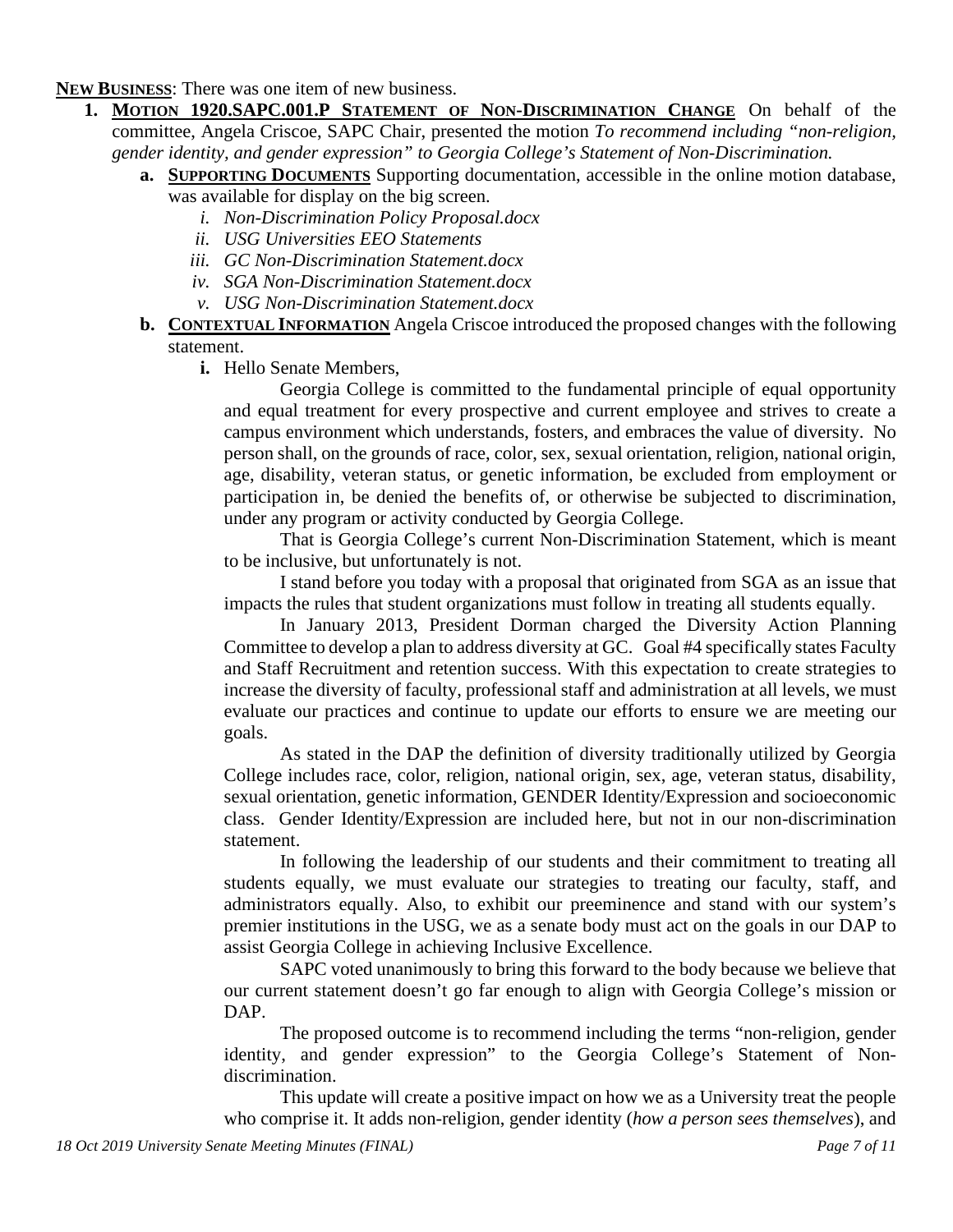**NEW BUSINESS**: There was one item of new business.

1. **MOTION 1920.SAPC.001.P STATEMENT OF NON-DISCRIMINATION CHANGE** On behalf of the committee, Angela Criscoe, SAPC Chair, presented the motion *To recommend including "non-religion, gender identity, and gender expression" to Georgia College's Statement of Non-Discrimination.*
   a. **SUPPORTING DOCUMENTS** Supporting documentation, accessible in the online motion database, was available for display on the big screen.
      i. *Non-Discrimination Policy Proposal.docx*
      ii. *USG Universities EEO Statements*
      iii. *GC Non-Discrimination Statement.docx*
      iv. *SGA Non-Discrimination Statement.docx*
      v. *USG Non-Discrimination Statement.docx*
   b. **CONTEXTUAL INFORMATION** Angela Criscoe introduced the proposed changes with the following statement.
      i. Hello Senate Members,

         Georgia College is committed to the fundamental principle of equal opportunity and equal treatment for every prospective and current employee and strives to create a campus environment which understands, fosters, and embraces the value of diversity. No person shall, on the grounds of race, color, sex, sexual orientation, religion, national origin, age, disability, veteran status, or genetic information, be excluded from employment or participation in, be denied the benefits of, or otherwise be subjected to discrimination, under any program or activity conducted by Georgia College.

         That is Georgia College's current Non-Discrimination Statement, which is meant to be inclusive, but unfortunately is not.

         I stand before you today with a proposal that originated from SGA as an issue that impacts the rules that student organizations must follow in treating all students equally.

         In January 2013, President Dorman charged the Diversity Action Planning Committee to develop a plan to address diversity at GC. Goal #4 specifically states Faculty and Staff Recruitment and retention success. With this expectation to create strategies to increase the diversity of faculty, professional staff and administration at all levels, we must evaluate our practices and continue to update our efforts to ensure we are meeting our goals.

         As stated in the DAP the definition of diversity traditionally utilized by Georgia College includes race, color, religion, national origin, sex, age, veteran status, disability, sexual orientation, genetic information, GENDER Identity/Expression and socioeconomic class. Gender Identity/Expression are included here, but not in our non-discrimination statement.

         In following the leadership of our students and their commitment to treating all students equally, we must evaluate our strategies to treating our faculty, staff, and administrators equally. Also, to exhibit our preeminence and stand with our system's premier institutions in the USG, we as a senate body must act on the goals in our DAP to assist Georgia College in achieving Inclusive Excellence.

         SAPC voted unanimously to bring this forward to the body because we believe that our current statement doesn't go far enough to align with Georgia College's mission or DAP.

         The proposed outcome is to recommend including the terms "non-religion, gender identity, and gender expression" to the Georgia College's Statement of Non-discrimination.

         This update will create a positive impact on how we as a University treat the people who comprise it. It adds non-religion, gender identity (*how a person sees themselves*), and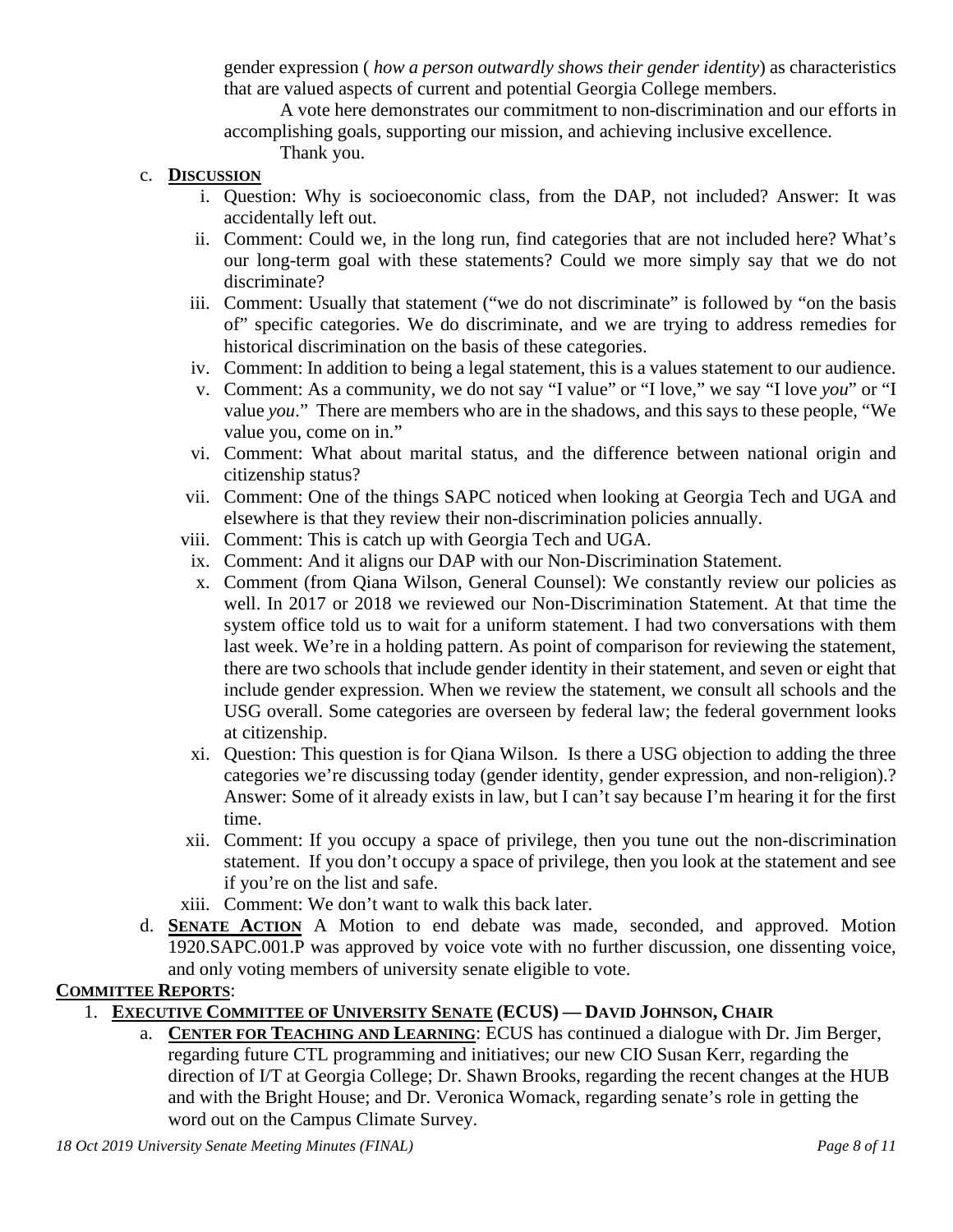gender expression ( *how a person outwardly shows their gender identity*) as characteristics that are valued aspects of current and potential Georgia College members.

A vote here demonstrates our commitment to non-discrimination and our efforts in accomplishing goals, supporting our mission, and achieving inclusive excellence.

Thank you.

c. **DISCUSSION**

i. Question: Why is socioeconomic class, from the DAP, not included? Answer: It was accidentally left out.

ii. Comment: Could we, in the long run, find categories that are not included here? What's our long-term goal with these statements? Could we more simply say that we do not discriminate?

iii. Comment: Usually that statement ("we do not discriminate" is followed by "on the basis of" specific categories. We do discriminate, and we are trying to address remedies for historical discrimination on the basis of these categories.

iv. Comment: In addition to being a legal statement, this is a values statement to our audience.

v. Comment: As a community, we do not say "I value" or "I love," we say "I love *you*" or "I value *you*." There are members who are in the shadows, and this says to these people, "We value you, come on in."

vi. Comment: What about marital status, and the difference between national origin and citizenship status?

vii. Comment: One of the things SAPC noticed when looking at Georgia Tech and UGA and elsewhere is that they review their non-discrimination policies annually.

viii. Comment: This is catch up with Georgia Tech and UGA.

ix. Comment: And it aligns our DAP with our Non-Discrimination Statement.

x. Comment (from Qiana Wilson, General Counsel): We constantly review our policies as well. In 2017 or 2018 we reviewed our Non-Discrimination Statement. At that time the system office told us to wait for a uniform statement. I had two conversations with them last week. We're in a holding pattern. As point of comparison for reviewing the statement, there are two schools that include gender identity in their statement, and seven or eight that include gender expression. When we review the statement, we consult all schools and the USG overall. Some categories are overseen by federal law; the federal government looks at citizenship.

xi. Question: This question is for Qiana Wilson. Is there a USG objection to adding the three categories we're discussing today (gender identity, gender expression, and non-religion).? Answer: Some of it already exists in law, but I can't say because I'm hearing it for the first time.

xii. Comment: If you occupy a space of privilege, then you tune out the non-discrimination statement. If you don't occupy a space of privilege, then you look at the statement and see if you're on the list and safe.

xiii. Comment: We don't want to walk this back later.

d. **SENATE ACTION** A Motion to end debate was made, seconded, and approved. Motion 1920.SAPC.001.P was approved by voice vote with no further discussion, one dissenting voice, and only voting members of university senate eligible to vote.

**COMMITTEE REPORTS**:

1. **EXECUTIVE COMMITTEE OF UNIVERSITY SENATE (ECUS) — DAVID JOHNSON, CHAIR**

a. **CENTER FOR TEACHING AND LEARNING**: ECUS has continued a dialogue with Dr. Jim Berger, regarding future CTL programming and initiatives; our new CIO Susan Kerr, regarding the direction of I/T at Georgia College; Dr. Shawn Brooks, regarding the recent changes at the HUB and with the Bright House; and Dr. Veronica Womack, regarding senate's role in getting the word out on the Campus Climate Survey.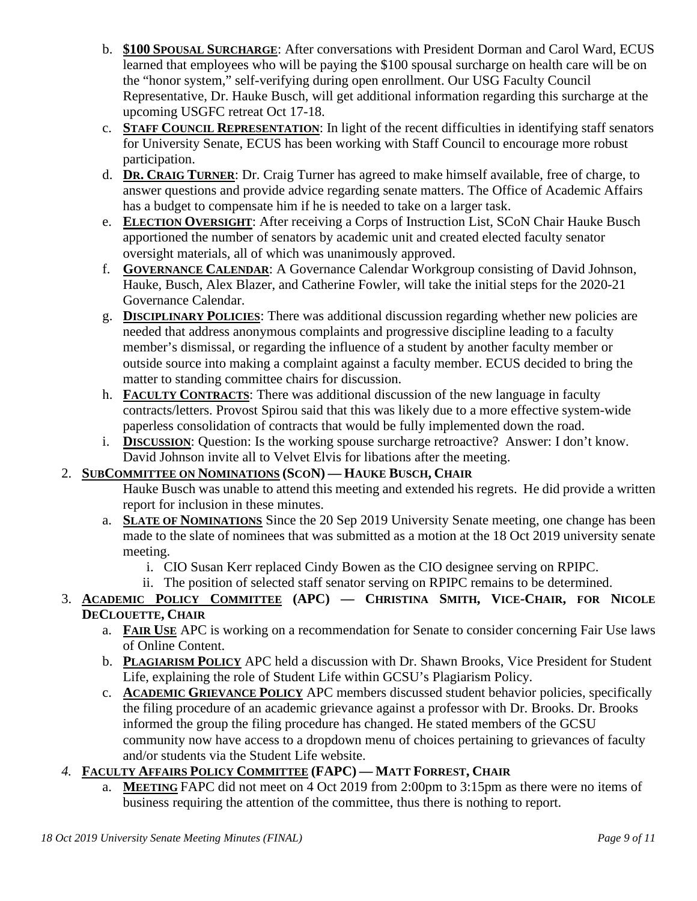b. **$100 SPOUSAL SURCHARGE**: After conversations with President Dorman and Carol Ward, ECUS learned that employees who will be paying the $100 spousal surcharge on health care will be on the "honor system," self-verifying during open enrollment. Our USG Faculty Council Representative, Dr. Hauke Busch, will get additional information regarding this surcharge at the upcoming USGFC retreat Oct 17-18.

c. **STAFF COUNCIL REPRESENTATION**: In light of the recent difficulties in identifying staff senators for University Senate, ECUS has been working with Staff Council to encourage more robust participation.

d. **DR. CRAIG TURNER**: Dr. Craig Turner has agreed to make himself available, free of charge, to answer questions and provide advice regarding senate matters. The Office of Academic Affairs has a budget to compensate him if he is needed to take on a larger task.

e. **ELECTION OVERSIGHT**: After receiving a Corps of Instruction List, SCoN Chair Hauke Busch apportioned the number of senators by academic unit and created elected faculty senator oversight materials, all of which was unanimously approved.

f. **GOVERNANCE CALENDAR**: A Governance Calendar Workgroup consisting of David Johnson, Hauke, Busch, Alex Blazer, and Catherine Fowler, will take the initial steps for the 2020-21 Governance Calendar.

g. **DISCIPLINARY POLICIES**: There was additional discussion regarding whether new policies are needed that address anonymous complaints and progressive discipline leading to a faculty member's dismissal, or regarding the influence of a student by another faculty member or outside source into making a complaint against a faculty member. ECUS decided to bring the matter to standing committee chairs for discussion.

h. **FACULTY CONTRACTS**: There was additional discussion of the new language in faculty contracts/letters. Provost Spirou said that this was likely due to a more effective system-wide paperless consolidation of contracts that would be fully implemented down the road.

i. **DISCUSSION**: Question: Is the working spouse surcharge retroactive? Answer: I don't know. David Johnson invite all to Velvet Elvis for libations after the meeting.

2. **SUBCOMMITTEE ON NOMINATIONS (SCON) — HAUKE BUSCH, CHAIR**

   Hauke Busch was unable to attend this meeting and extended his regrets. He did provide a written report for inclusion in these minutes.

   a. **SLATE OF NOMINATIONS** Since the 20 Sep 2019 University Senate meeting, one change has been made to the slate of nominees that was submitted as a motion at the 18 Oct 2019 university senate meeting.
      i. CIO Susan Kerr replaced Cindy Bowen as the CIO designee serving on RPIPC.
      ii. The position of selected staff senator serving on RPIPC remains to be determined.

3. **ACADEMIC POLICY COMMITTEE (APC) — CHRISTINA SMITH, VICE-CHAIR, FOR NICOLE DECLOUETTE, CHAIR**

   a. **FAIR USE** APC is working on a recommendation for Senate to consider concerning Fair Use laws of Online Content.

   b. **PLAGIARISM POLICY** APC held a discussion with Dr. Shawn Brooks, Vice President for Student Life, explaining the role of Student Life within GCSU's Plagiarism Policy.

   c. **ACADEMIC GRIEVANCE POLICY** APC members discussed student behavior policies, specifically the filing procedure of an academic grievance against a professor with Dr. Brooks. Dr. Brooks informed the group the filing procedure has changed. He stated members of the GCSU community now have access to a dropdown menu of choices pertaining to grievances of faculty and/or students via the Student Life website.

*4.* **FACULTY AFFAIRS POLICY COMMITTEE (FAPC) — MATT FORREST, CHAIR**

   a. **MEETING** FAPC did not meet on 4 Oct 2019 from 2:00pm to 3:15pm as there were no items of business requiring the attention of the committee, thus there is nothing to report.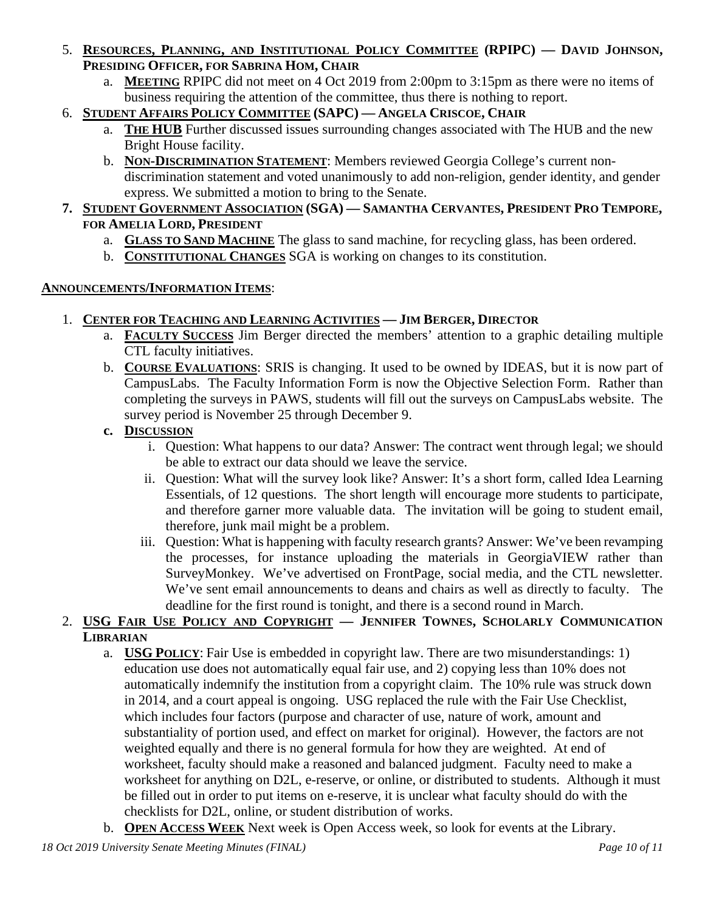5. **RESOURCES, PLANNING, AND INSTITUTIONAL POLICY COMMITTEE (RPIPC) — DAVID JOHNSON, PRESIDING OFFICER, FOR SABRINA HOM, CHAIR**
   a. **MEETING** RPIPC did not meet on 4 Oct 2019 from 2:00pm to 3:15pm as there were no items of business requiring the attention of the committee, thus there is nothing to report.
6. **STUDENT AFFAIRS POLICY COMMITTEE (SAPC) — ANGELA CRISCOE, CHAIR**
   a. **THE HUB** Further discussed issues surrounding changes associated with The HUB and the new Bright House facility.
   b. **NON-DISCRIMINATION STATEMENT**: Members reviewed Georgia College's current non-discrimination statement and voted unanimously to add non-religion, gender identity, and gender express. We submitted a motion to bring to the Senate.
7. **STUDENT GOVERNMENT ASSOCIATION (SGA) — SAMANTHA CERVANTES, PRESIDENT PRO TEMPORE, FOR AMELIA LORD, PRESIDENT**
   a. **GLASS TO SAND MACHINE** The glass to sand machine, for recycling glass, has been ordered.
   b. **CONSTITUTIONAL CHANGES** SGA is working on changes to its constitution.

**ANNOUNCEMENTS/INFORMATION ITEMS**:

1. **CENTER FOR TEACHING AND LEARNING ACTIVITIES — JIM BERGER, DIRECTOR**
   a. **FACULTY SUCCESS** Jim Berger directed the members' attention to a graphic detailing multiple CTL faculty initiatives.
   b. **COURSE EVALUATIONS**: SRIS is changing. It used to be owned by IDEAS, but it is now part of CampusLabs. The Faculty Information Form is now the Objective Selection Form. Rather than completing the surveys in PAWS, students will fill out the surveys on CampusLabs website. The survey period is November 25 through December 9.
   c. **DISCUSSION**
      i. Question: What happens to our data? Answer: The contract went through legal; we should be able to extract our data should we leave the service.
      ii. Question: What will the survey look like? Answer: It's a short form, called Idea Learning Essentials, of 12 questions. The short length will encourage more students to participate, and therefore garner more valuable data. The invitation will be going to student email, therefore, junk mail might be a problem.
      iii. Question: What is happening with faculty research grants? Answer: We've been revamping the processes, for instance uploading the materials in GeorgiaVIEW rather than SurveyMonkey. We've advertised on FrontPage, social media, and the CTL newsletter. We've sent email announcements to deans and chairs as well as directly to faculty. The deadline for the first round is tonight, and there is a second round in March.
2. **USG FAIR USE POLICY AND COPYRIGHT — JENNIFER TOWNES, SCHOLARLY COMMUNICATION LIBRARIAN**
   a. **USG POLICY**: Fair Use is embedded in copyright law. There are two misunderstandings: 1) education use does not automatically equal fair use, and 2) copying less than 10% does not automatically indemnify the institution from a copyright claim. The 10% rule was struck down in 2014, and a court appeal is ongoing. USG replaced the rule with the Fair Use Checklist, which includes four factors (purpose and character of use, nature of work, amount and substantiality of portion used, and effect on market for original). However, the factors are not weighted equally and there is no general formula for how they are weighted. At end of worksheet, faculty should make a reasoned and balanced judgment. Faculty need to make a worksheet for anything on D2L, e-reserve, or online, or distributed to students. Although it must be filled out in order to put items on e-reserve, it is unclear what faculty should do with the checklists for D2L, online, or student distribution of works.
   b. **OPEN ACCESS WEEK** Next week is Open Access week, so look for events at the Library.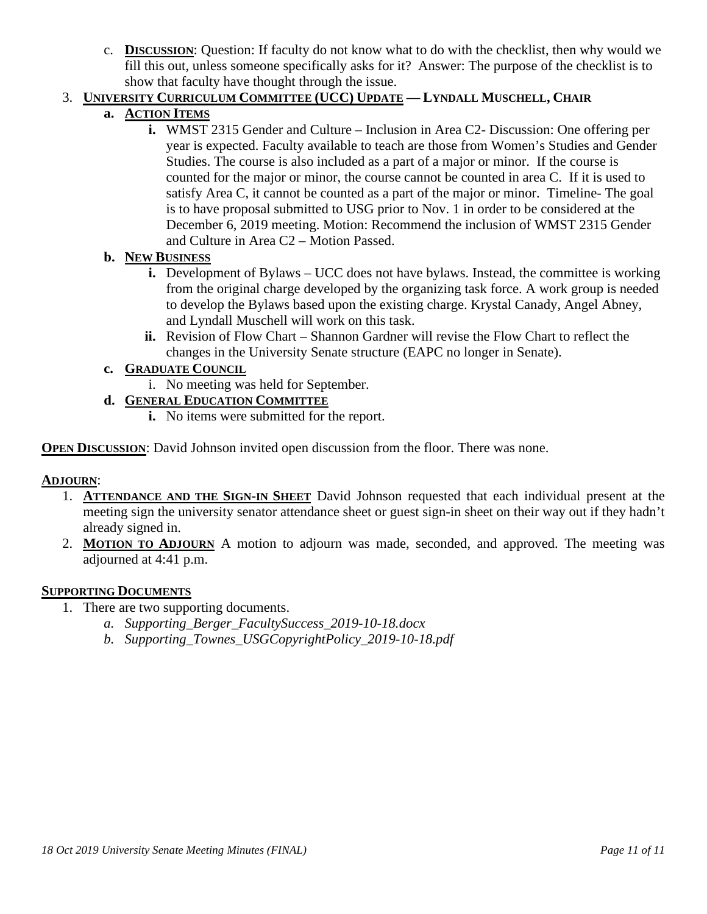c. **<u>Discussion</u>**: Question: If faculty do not know what to do with the checklist, then why would we fill this out, unless someone specifically asks for it? Answer: The purpose of the checklist is to show that faculty have thought through the issue.

3. **<u>University Curriculum Committee (UCC) Update</u> — Lyndall Muschell, Chair**
   - **a. <u>Action Items</u>**
     - **i.** WMST 2315 Gender and Culture – Inclusion in Area C2- Discussion: One offering per year is expected. Faculty available to teach are those from Women's Studies and Gender Studies. The course is also included as a part of a major or minor. If the course is counted for the major or minor, the course cannot be counted in area C. If it is used to satisfy Area C, it cannot be counted as a part of the major or minor. Timeline- The goal is to have proposal submitted to USG prior to Nov. 1 in order to be considered at the December 6, 2019 meeting. Motion: Recommend the inclusion of WMST 2315 Gender and Culture in Area C2 – Motion Passed.
   - **b. <u>New Business</u>**
     - **i.** Development of Bylaws – UCC does not have bylaws. Instead, the committee is working from the original charge developed by the organizing task force. A work group is needed to develop the Bylaws based upon the existing charge. Krystal Canady, Angel Abney, and Lyndall Muschell will work on this task.
     - **ii.** Revision of Flow Chart – Shannon Gardner will revise the Flow Chart to reflect the changes in the University Senate structure (EAPC no longer in Senate).
   - **c. <u>Graduate Council</u>**
     - i. No meeting was held for September.
   - **d. <u>General Education Committee</u>**
     - **i.** No items were submitted for the report.

**<u>Open Discussion</u>**: David Johnson invited open discussion from the floor. There was none.

**<u>Adjourn</u>**:

1. **<u>Attendance and the Sign-in Sheet</u>** David Johnson requested that each individual present at the meeting sign the university senator attendance sheet or guest sign-in sheet on their way out if they hadn't already signed in.
2. **<u>Motion to Adjourn</u>** A motion to adjourn was made, seconded, and approved. The meeting was adjourned at 4:41 p.m.

**<u>Supporting Documents</u>**

1. There are two supporting documents.
   - *a. Supporting_Berger_FacultySuccess_2019-10-18.docx*
   - *b. Supporting_Townes_USGCopyrightPolicy_2019-10-18.pdf*